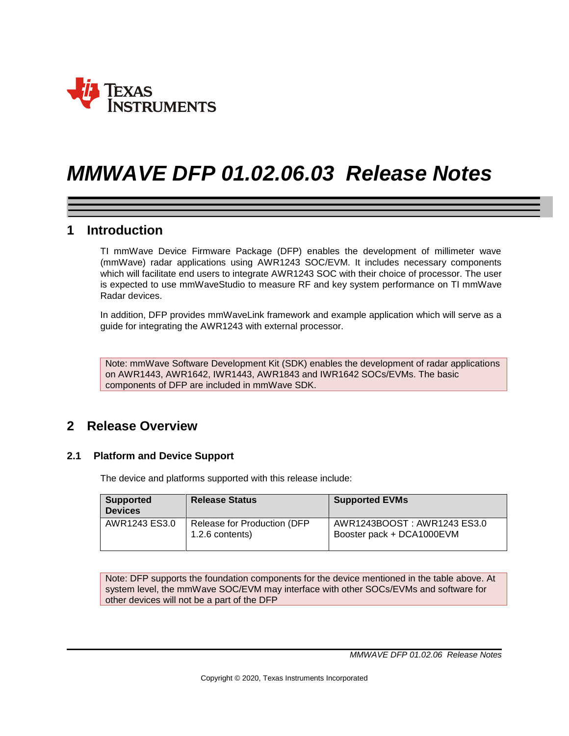# MMWAVE DFP 01.02.06.03 Release Notes

## 1 Introduction

TI mmWave Device Firmware Package (DFP) enables the development of millimeter wave (mmWave) radar applications using AWR1243 SOC/EVM. It includes necessary components which will facilitate end users to integrate AWR1243 SOC with their choice of processor. The user is expected to use mmWaveStudio to measure RF and key system performance on TI mmWave Radar devices.

In addition, DFP provides mmWaveLink framework and example application which will serve as a guide for integrating the AWR1243 with external processor.

Note: mmWave Software Development Kit (SDK) enables the development of radar applications on AWR1443, AWR1642, IWR1443, AWR1843 and IWR1642 SOCs/EVMs. The basic components of DFP are included in mmWave SDK.

## 2 Release Overview

### 2.1 Platform and Device Support

The device and platforms supported with this release include:

| Supported Devices | Release Status | Supported EVMs |
| --- | --- | --- |
| AWR1243 ES3.0 | Release for Production (DFP 1.2.6 contents) | AWR1243BOOST : AWR1243 ES3.0 Booster pack + DCA1000EVM |

Note: DFP supports the foundation components for the device mentioned in the table above. At system level, the mmWave SOC/EVM may interface with other SOCs/EVMs and software for other devices will not be a part of the DFP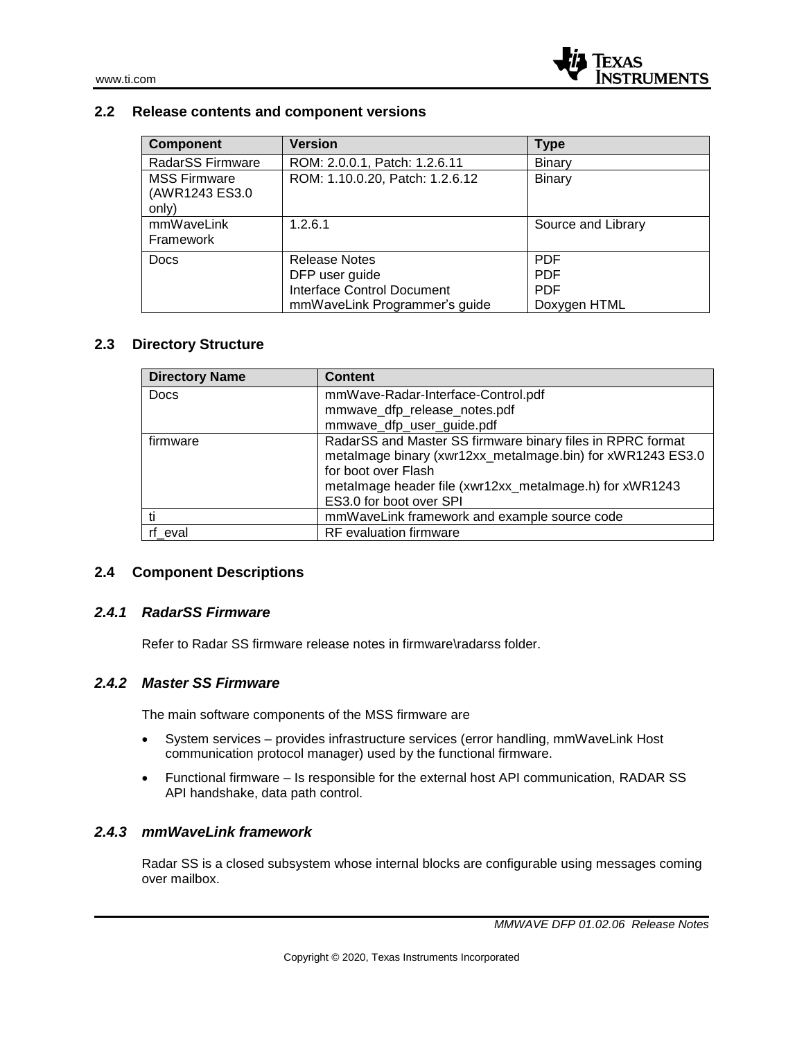## 2.2 Release contents and component versions

| Component | Version | Type |
|---|---|---|
| RadarSS Firmware | ROM: 2.0.0.1, Patch: 1.2.6.11 | Binary |
| MSS Firmware (AWR1243 ES3.0 only) | ROM: 1.10.0.20, Patch: 1.2.6.12 | Binary |
| mmWaveLink Framework | 1.2.6.1 | Source and Library |
| Docs | Release Notes<br>DFP user guide<br>Interface Control Document<br>mmWaveLink Programmer's guide | PDF<br>PDF<br>PDF<br>Doxygen HTML |

## 2.3 Directory Structure

| Directory Name | Content |
|---|---|
| Docs | mmWave-Radar-Interface-Control.pdf<br>mmwave_dfp_release_notes.pdf<br>mmwave_dfp_user_guide.pdf |
| firmware | RadarSS and Master SS firmware binary files in RPRC format<br>metaImage binary (xwr12xx_metaImage.bin) for xWR1243 ES3.0 for boot over Flash<br>metaImage header file (xwr12xx_metaImage.h) for xWR1243 ES3.0 for boot over SPI |
| ti | mmWaveLink framework and example source code |
| rf_eval | RF evaluation firmware |

## 2.4 Component Descriptions

### *2.4.1 RadarSS Firmware*

Refer to Radar SS firmware release notes in firmware\radarss folder.

### *2.4.2 Master SS Firmware*

The main software components of the MSS firmware are

- System services – provides infrastructure services (error handling, mmWaveLink Host communication protocol manager) used by the functional firmware.
- Functional firmware – Is responsible for the external host API communication, RADAR SS API handshake, data path control.

### *2.4.3 mmWaveLink framework*

Radar SS is a closed subsystem whose internal blocks are configurable using messages coming over mailbox.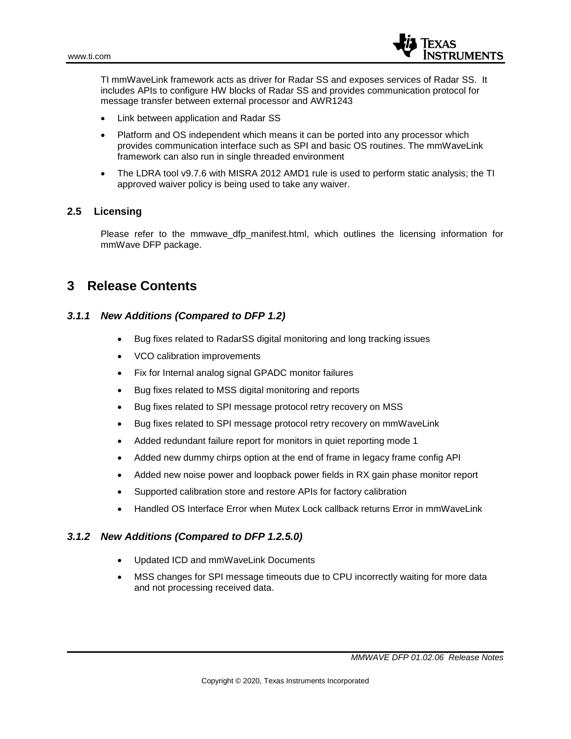TI mmWaveLink framework acts as driver for Radar SS and exposes services of Radar SS. It includes APIs to configure HW blocks of Radar SS and provides communication protocol for message transfer between external processor and AWR1243

- Link between application and Radar SS
- Platform and OS independent which means it can be ported into any processor which provides communication interface such as SPI and basic OS routines. The mmWaveLink framework can also run in single threaded environment
- The LDRA tool v9.7.6 with MISRA 2012 AMD1 rule is used to perform static analysis; the TI approved waiver policy is being used to take any waiver.

### 2.5 Licensing

Please refer to the mmwave_dfp_manifest.html, which outlines the licensing information for mmWave DFP package.

## 3 Release Contents

#### *3.1.1 New Additions (Compared to DFP 1.2)*

- Bug fixes related to RadarSS digital monitoring and long tracking issues
- VCO calibration improvements
- Fix for Internal analog signal GPADC monitor failures
- Bug fixes related to MSS digital monitoring and reports
- Bug fixes related to SPI message protocol retry recovery on MSS
- Bug fixes related to SPI message protocol retry recovery on mmWaveLink
- Added redundant failure report for monitors in quiet reporting mode 1
- Added new dummy chirps option at the end of frame in legacy frame config API
- Added new noise power and loopback power fields in RX gain phase monitor report
- Supported calibration store and restore APIs for factory calibration
- Handled OS Interface Error when Mutex Lock callback returns Error in mmWaveLink

#### *3.1.2 New Additions (Compared to DFP 1.2.5.0)*

- Updated ICD and mmWaveLink Documents
- MSS changes for SPI message timeouts due to CPU incorrectly waiting for more data and not processing received data.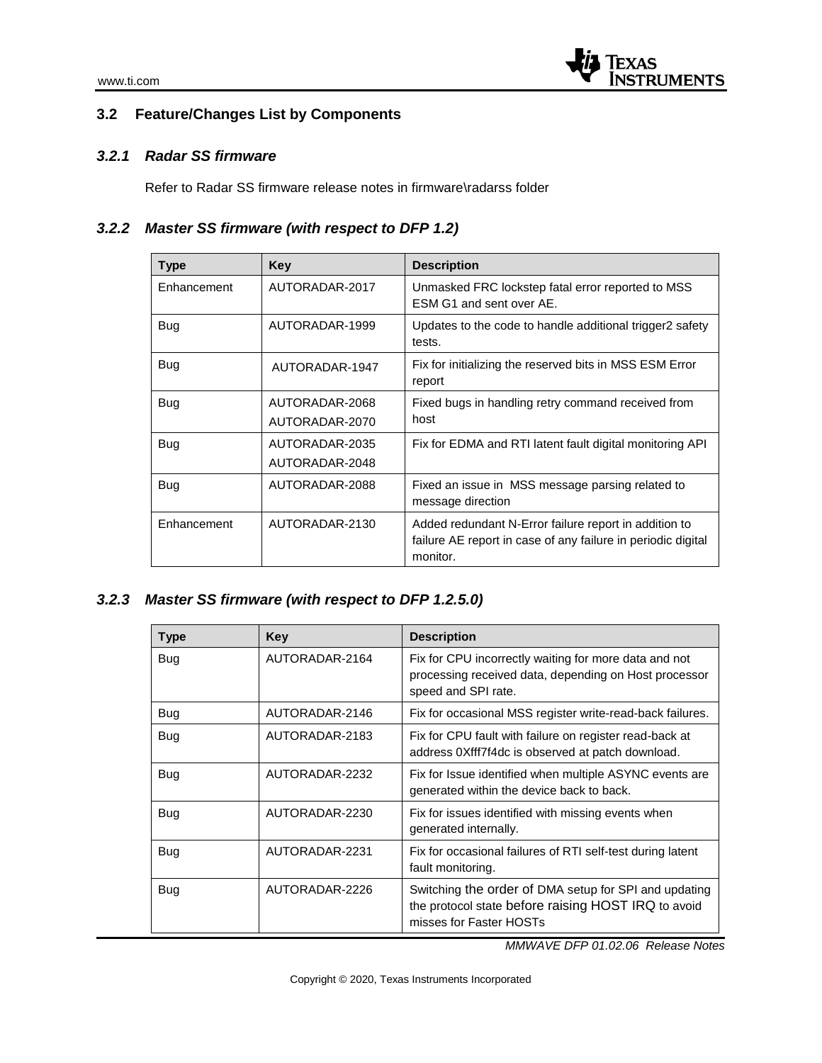## 3.2 Feature/Changes List by Components

### *3.2.1 Radar SS firmware*

Refer to Radar SS firmware release notes in firmware\radarss folder

### *3.2.2 Master SS firmware (with respect to DFP 1.2)*

| Type | Key | Description |
|---|---|---|
| Enhancement | AUTORADAR-2017 | Unmasked FRC lockstep fatal error reported to MSS ESM G1 and sent over AE. |
| Bug | AUTORADAR-1999 | Updates to the code to handle additional trigger2 safety tests. |
| Bug | AUTORADAR-1947 | Fix for initializing the reserved bits in MSS ESM Error report |
| Bug | AUTORADAR-2068<br>AUTORADAR-2070 | Fixed bugs in handling retry command received from host |
| Bug | AUTORADAR-2035<br>AUTORADAR-2048 | Fix for EDMA and RTI latent fault digital monitoring API |
| Bug | AUTORADAR-2088 | Fixed an issue in MSS message parsing related to message direction |
| Enhancement | AUTORADAR-2130 | Added redundant N-Error failure report in addition to failure AE report in case of any failure in periodic digital monitor. |

### *3.2.3 Master SS firmware (with respect to DFP 1.2.5.0)*

| Type | Key | Description |
|---|---|---|
| Bug | AUTORADAR-2164 | Fix for CPU incorrectly waiting for more data and not processing received data, depending on Host processor speed and SPI rate. |
| Bug | AUTORADAR-2146 | Fix for occasional MSS register write-read-back failures. |
| Bug | AUTORADAR-2183 | Fix for CPU fault with failure on register read-back at address 0Xfff7f4dc is observed at patch download. |
| Bug | AUTORADAR-2232 | Fix for Issue identified when multiple ASYNC events are generated within the device back to back. |
| Bug | AUTORADAR-2230 | Fix for issues identified with missing events when generated internally. |
| Bug | AUTORADAR-2231 | Fix for occasional failures of RTI self-test during latent fault monitoring. |
| Bug | AUTORADAR-2226 | Switching the order of DMA setup for SPI and updating the protocol state before raising HOST IRQ to avoid misses for Faster HOSTs |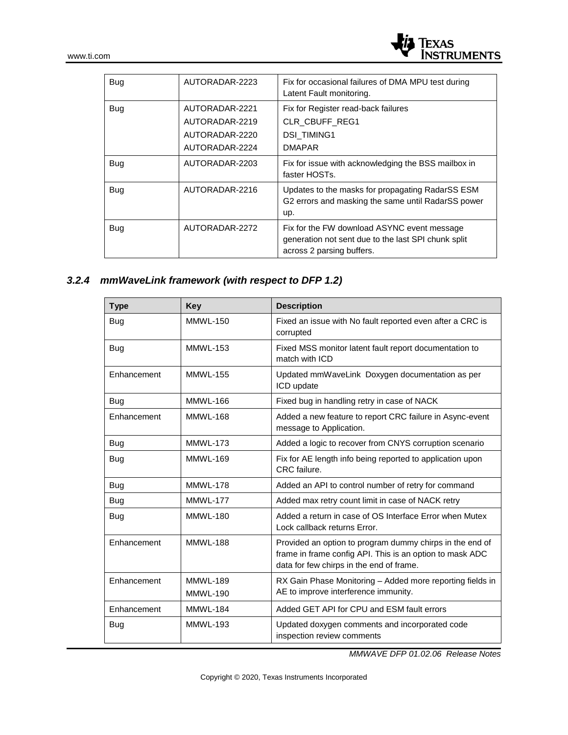| | | |
|---|---|---|
| Bug | AUTORADAR-2223 | Fix for occasional failures of DMA MPU test during Latent Fault monitoring. |
| Bug | AUTORADAR-2221<br>AUTORADAR-2219<br>AUTORADAR-2220<br>AUTORADAR-2224 | Fix for Register read-back failures<br>CLR_CBUFF_REG1<br>DSI_TIMING1<br>DMAPAR |
| Bug | AUTORADAR-2203 | Fix for issue with acknowledging the BSS mailbox in faster HOSTs. |
| Bug | AUTORADAR-2216 | Updates to the masks for propagating RadarSS ESM G2 errors and masking the same until RadarSS power up. |
| Bug | AUTORADAR-2272 | Fix for the FW download ASYNC event message generation not sent due to the last SPI chunk split across 2 parsing buffers. |

### *3.2.4 mmWaveLink framework (with respect to DFP 1.2)*

| Type | Key | Description |
|---|---|---|
| Bug | MMWL-150 | Fixed an issue with No fault reported even after a CRC is corrupted |
| Bug | MMWL-153 | Fixed MSS monitor latent fault report documentation to match with ICD |
| Enhancement | MMWL-155 | Updated mmWaveLink Doxygen documentation as per ICD update |
| Bug | MMWL-166 | Fixed bug in handling retry in case of NACK |
| Enhancement | MMWL-168 | Added a new feature to report CRC failure in Async-event message to Application. |
| Bug | MMWL-173 | Added a logic to recover from CNYS corruption scenario |
| Bug | MMWL-169 | Fix for AE length info being reported to application upon CRC failure. |
| Bug | MMWL-178 | Added an API to control number of retry for command |
| Bug | MMWL-177 | Added max retry count limit in case of NACK retry |
| Bug | MMWL-180 | Added a return in case of OS Interface Error when Mutex Lock callback returns Error. |
| Enhancement | MMWL-188 | Provided an option to program dummy chirps in the end of frame in frame config API. This is an option to mask ADC data for few chirps in the end of frame. |
| Enhancement | MMWL-189<br>MMWL-190 | RX Gain Phase Monitoring – Added more reporting fields in AE to improve interference immunity. |
| Enhancement | MMWL-184 | Added GET API for CPU and ESM fault errors |
| Bug | MMWL-193 | Updated doxygen comments and incorporated code inspection review comments |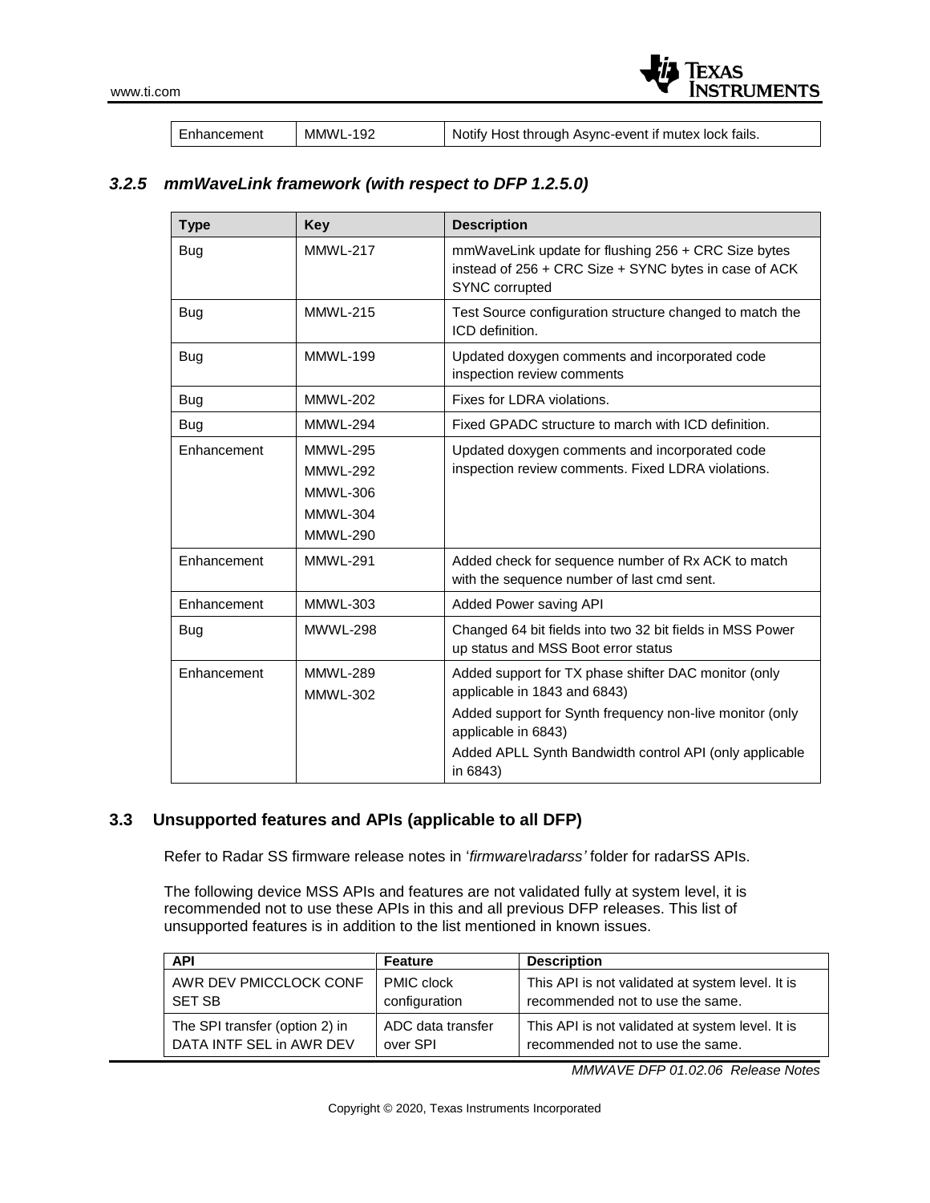| Enhancement | MMWL-192 | Notify Host through Async-event if mutex lock fails. |
|---|---|---|

### *3.2.5 mmWaveLink framework (with respect to DFP 1.2.5.0)*

| Type | Key | Description |
|---|---|---|
| Bug | MMWL-217 | mmWaveLink update for flushing 256 + CRC Size bytes instead of 256 + CRC Size + SYNC bytes in case of ACK SYNC corrupted |
| Bug | MMWL-215 | Test Source configuration structure changed to match the ICD definition. |
| Bug | MMWL-199 | Updated doxygen comments and incorporated code inspection review comments |
| Bug | MMWL-202 | Fixes for LDRA violations. |
| Bug | MMWL-294 | Fixed GPADC structure to march with ICD definition. |
| Enhancement | MMWL-295<br>MMWL-292<br>MMWL-306<br>MMWL-304<br>MMWL-290 | Updated doxygen comments and incorporated code inspection review comments. Fixed LDRA violations. |
| Enhancement | MMWL-291 | Added check for sequence number of Rx ACK to match with the sequence number of last cmd sent. |
| Enhancement | MMWL-303 | Added Power saving API |
| Bug | MWWL-298 | Changed 64 bit fields into two 32 bit fields in MSS Power up status and MSS Boot error status |
| Enhancement | MMWL-289<br>MMWL-302 | Added support for TX phase shifter DAC monitor (only applicable in 1843 and 6843)<br>Added support for Synth frequency non-live monitor (only applicable in 6843)<br>Added APLL Synth Bandwidth control API (only applicable in 6843) |

## 3.3 Unsupported features and APIs (applicable to all DFP)

Refer to Radar SS firmware release notes in '*firmware\radarss'* folder for radarSS APIs.

The following device MSS APIs and features are not validated fully at system level, it is recommended not to use these APIs in this and all previous DFP releases. This list of unsupported features is in addition to the list mentioned in known issues.

| API | Feature | Description |
|---|---|---|
| AWR DEV PMICCLOCK CONF SET SB | PMIC clock configuration | This API is not validated at system level. It is recommended not to use the same. |
| The SPI transfer (option 2) in DATA INTF SEL in AWR DEV | ADC data transfer over SPI | This API is not validated at system level. It is recommended not to use the same. |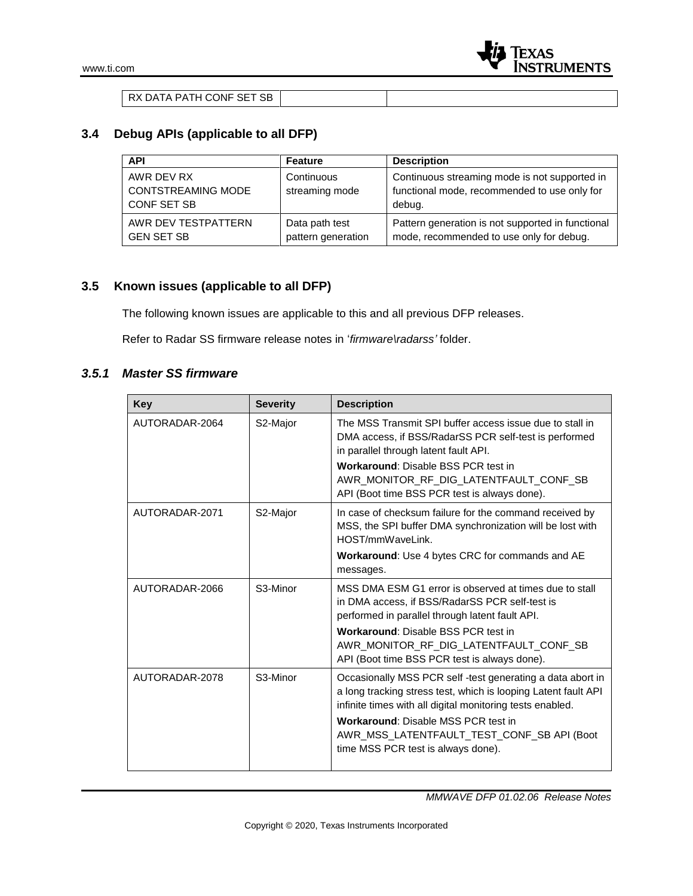| RX DATA PATH CONF SET SB | | |
|---|---|---|

## 3.4 Debug APIs (applicable to all DFP)

| API | Feature | Description |
|---|---|---|
| AWR DEV RX CONTSTREAMING MODE CONF SET SB | Continuous streaming mode | Continuous streaming mode is not supported in functional mode, recommended to use only for debug. |
| AWR DEV TESTPATTERN GEN SET SB | Data path test pattern generation | Pattern generation is not supported in functional mode, recommended to use only for debug. |

## 3.5 Known issues (applicable to all DFP)

The following known issues are applicable to this and all previous DFP releases.

Refer to Radar SS firmware release notes in '*firmware\radarss'* folder.

### *3.5.1 Master SS firmware*

| Key | Severity | Description |
|---|---|---|
| AUTORADAR-2064 | S2-Major | The MSS Transmit SPI buffer access issue due to stall in DMA access, if BSS/RadarSS PCR self-test is performed in parallel through latent fault API.<br>**Workaround**: Disable BSS PCR test in AWR_MONITOR_RF_DIG_LATENTFAULT_CONF_SB API (Boot time BSS PCR test is always done). |
| AUTORADAR-2071 | S2-Major | In case of checksum failure for the command received by MSS, the SPI buffer DMA synchronization will be lost with HOST/mmWaveLink.<br>**Workaround**: Use 4 bytes CRC for commands and AE messages. |
| AUTORADAR-2066 | S3-Minor | MSS DMA ESM G1 error is observed at times due to stall in DMA access, if BSS/RadarSS PCR self-test is performed in parallel through latent fault API.<br>**Workaround**: Disable BSS PCR test in AWR_MONITOR_RF_DIG_LATENTFAULT_CONF_SB API (Boot time BSS PCR test is always done). |
| AUTORADAR-2078 | S3-Minor | Occasionally MSS PCR self -test generating a data abort in a long tracking stress test, which is looping Latent fault API infinite times with all digital monitoring tests enabled.<br>**Workaround**: Disable MSS PCR test in AWR_MSS_LATENTFAULT_TEST_CONF_SB API (Boot time MSS PCR test is always done). |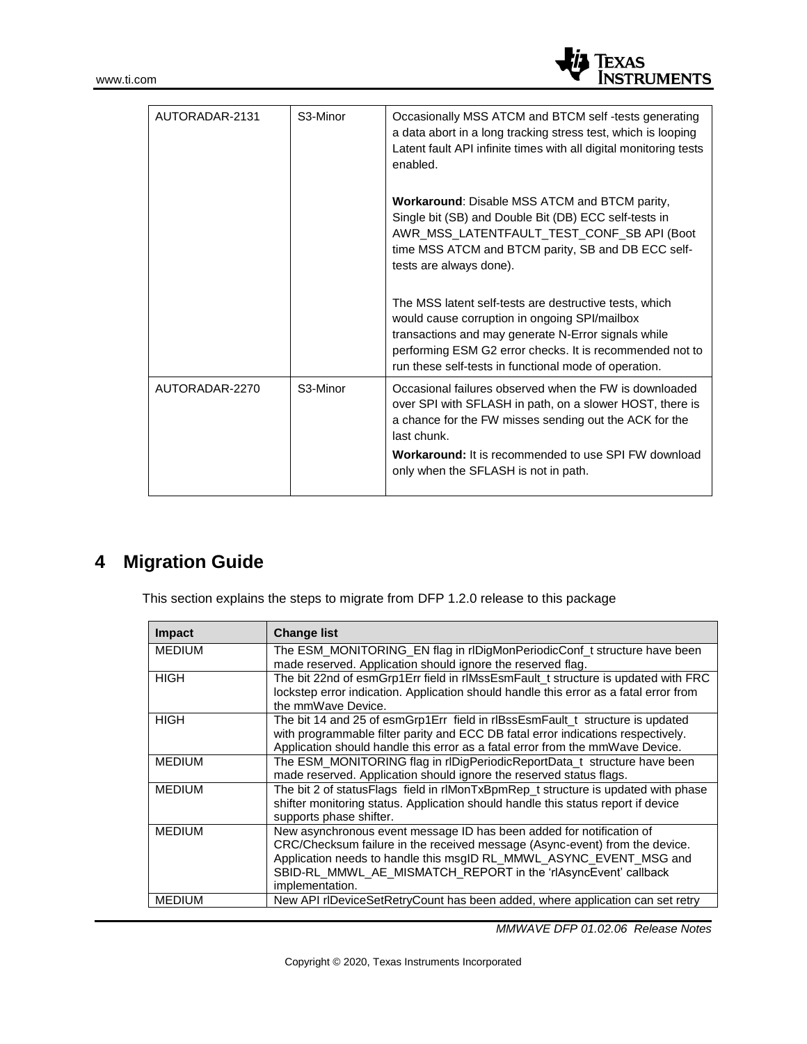| | | |
|---|---|---|
| AUTORADAR-2131 | S3-Minor | Occasionally MSS ATCM and BTCM self -tests generating a data abort in a long tracking stress test, which is looping Latent fault API infinite times with all digital monitoring tests enabled.<br><br>**Workaround**: Disable MSS ATCM and BTCM parity, Single bit (SB) and Double Bit (DB) ECC self-tests in AWR_MSS_LATENTFAULT_TEST_CONF_SB API (Boot time MSS ATCM and BTCM parity, SB and DB ECC self-tests are always done).<br><br>The MSS latent self-tests are destructive tests, which would cause corruption in ongoing SPI/mailbox transactions and may generate N-Error signals while performing ESM G2 error checks. It is recommended not to run these self-tests in functional mode of operation. |
| AUTORADAR-2270 | S3-Minor | Occasional failures observed when the FW is downloaded over SPI with SFLASH in path, on a slower HOST, there is a chance for the FW misses sending out the ACK for the last chunk.<br><br>**Workaround:** It is recommended to use SPI FW download only when the SFLASH is not in path. |

# 4 Migration Guide

This section explains the steps to migrate from DFP 1.2.0 release to this package

| Impact | Change list |
|---|---|
| MEDIUM | The ESM_MONITORING_EN flag in rlDigMonPeriodicConf_t structure have been made reserved. Application should ignore the reserved flag. |
| HIGH | The bit 22nd of esmGrp1Err field in rlMssEsmFault_t structure is updated with FRC lockstep error indication. Application should handle this error as a fatal error from the mmWave Device. |
| HIGH | The bit 14 and 25 of esmGrp1Err field in rlBssEsmFault_t structure is updated with programmable filter parity and ECC DB fatal error indications respectively. Application should handle this error as a fatal error from the mmWave Device. |
| MEDIUM | The ESM_MONITORING flag in rlDigPeriodicReportData_t structure have been made reserved. Application should ignore the reserved status flags. |
| MEDIUM | The bit 2 of statusFlags field in rlMonTxBpmRep_t structure is updated with phase shifter monitoring status. Application should handle this status report if device supports phase shifter. |
| MEDIUM | New asynchronous event message ID has been added for notification of CRC/Checksum failure in the received message (Async-event) from the device. Application needs to handle this msgID RL_MMWL_ASYNC_EVENT_MSG and SBID-RL_MMWL_AE_MISMATCH_REPORT in the 'rlAsyncEvent' callback implementation. |
| MEDIUM | New API rlDeviceSetRetryCount has been added, where application can set retry |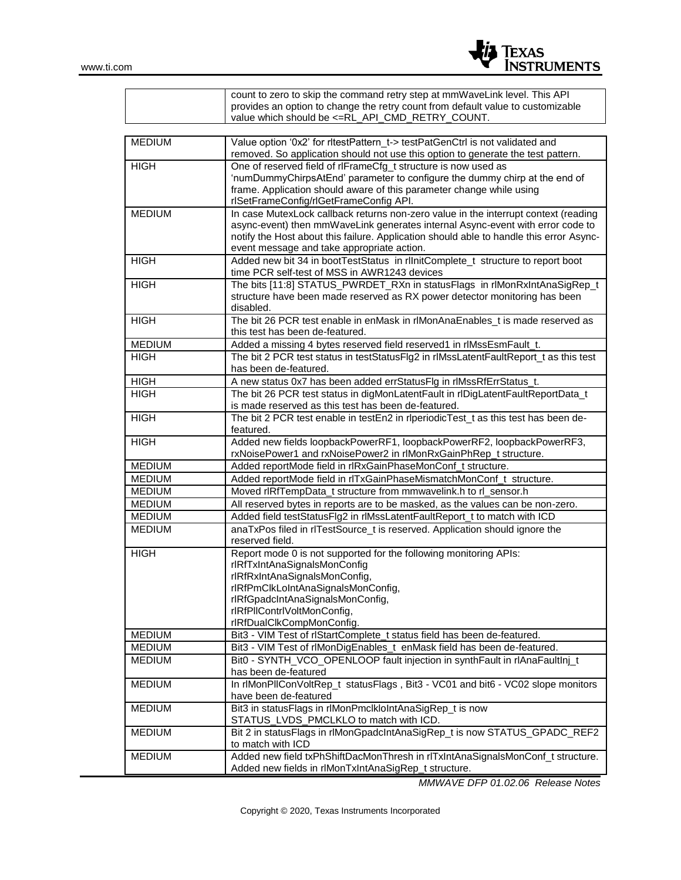| | count to zero to skip the command retry step at mmWaveLink level. This API provides an option to change the retry count from default value to customizable value which should be <=RL_API_CMD_RETRY_COUNT. |
|---|---|

| | |
|---|---|
| MEDIUM | Value option '0x2' for rltestPattern_t-> testPatGenCtrl is not validated and removed. So application should not use this option to generate the test pattern. |
| HIGH | One of reserved field of rlFrameCfg_t structure is now used as 'numDummyChirpsAtEnd' parameter to configure the dummy chirp at the end of frame. Application should aware of this parameter change while using rlSetFrameConfig/rlGetFrameConfig API. |
| MEDIUM | In case MutexLock callback returns non-zero value in the interrupt context (reading async-event) then mmWaveLink generates internal Async-event with error code to notify the Host about this failure. Application should able to handle this error Async-event message and take appropriate action. |
| HIGH | Added new bit 34 in bootTestStatus in rlInitComplete_t structure to report boot time PCR self-test of MSS in AWR1243 devices |
| HIGH | The bits [11:8] STATUS_PWRDET_RXn in statusFlags in rlMonRxIntAnaSigRep_t structure have been made reserved as RX power detector monitoring has been disabled. |
| HIGH | The bit 26 PCR test enable in enMask in rlMonAnaEnables_t is made reserved as this test has been de-featured. |
| MEDIUM | Added a missing 4 bytes reserved field reserved1 in rlMssEsmFault_t. |
| HIGH | The bit 2 PCR test status in testStatusFlg2 in rlMssLatentFaultReport_t as this test has been de-featured. |
| HIGH | A new status 0x7 has been added errStatusFlg in rlMssRfErrStatus_t. |
| HIGH | The bit 26 PCR test status in digMonLatentFault in rlDigLatentFaultReportData_t is made reserved as this test has been de-featured. |
| HIGH | The bit 2 PCR test enable in testEn2 in rlperiodicTest_t as this test has been de-featured. |
| HIGH | Added new fields loopbackPowerRF1, loopbackPowerRF2, loopbackPowerRF3, rxNoisePower1 and rxNoisePower2 in rlMonRxGainPhRep_t structure. |
| MEDIUM | Added reportMode field in rlRxGainPhaseMonConf_t structure. |
| MEDIUM | Added reportMode field in rlTxGainPhaseMismatchMonConf_t structure. |
| MEDIUM | Moved rlRfTempData_t structure from mmwavelink.h to rl_sensor.h |
| MEDIUM | All reserved bytes in reports are to be masked, as the values can be non-zero. |
| MEDIUM | Added field testStatusFlg2 in rlMssLatentFaultReport_t to match with ICD |
| MEDIUM | anaTxPos filed in rlTestSource_t is reserved. Application should ignore the reserved field. |
| HIGH | Report mode 0 is not supported for the following monitoring APIs:<br>rlRfTxIntAnaSignalsMonConfig<br>rlRfRxIntAnaSignalsMonConfig,<br>rlRfPmClkLoIntAnaSignalsMonConfig,<br>rlRfGpadcIntAnaSignalsMonConfig,<br>rlRfPllContrlVoltMonConfig,<br>rlRfDualClkCompMonConfig. |
| MEDIUM | Bit3 - VIM Test of rlStartComplete_t status field has been de-featured. |
| MEDIUM | Bit3 - VIM Test of rlMonDigEnables_t enMask field has been de-featured. |
| MEDIUM | Bit0 - SYNTH_VCO_OPENLOOP fault injection in synthFault in rlAnaFaultInj_t has been de-featured |
| MEDIUM | In rlMonPllConVoltRep_t statusFlags , Bit3 - VC01 and bit6 - VC02 slope monitors have been de-featured |
| MEDIUM | Bit3 in statusFlags in rlMonPmclkloIntAnaSigRep_t is now STATUS_LVDS_PMCLKLO to match with ICD. |
| MEDIUM | Bit 2 in statusFlags in rlMonGpadcIntAnaSigRep_t is now STATUS_GPADC_REF2 to match with ICD |
| MEDIUM | Added new field txPhShiftDacMonThresh in rlTxIntAnaSignalsMonConf_t structure. Added new fields in rlMonTxIntAnaSigRep_t structure. |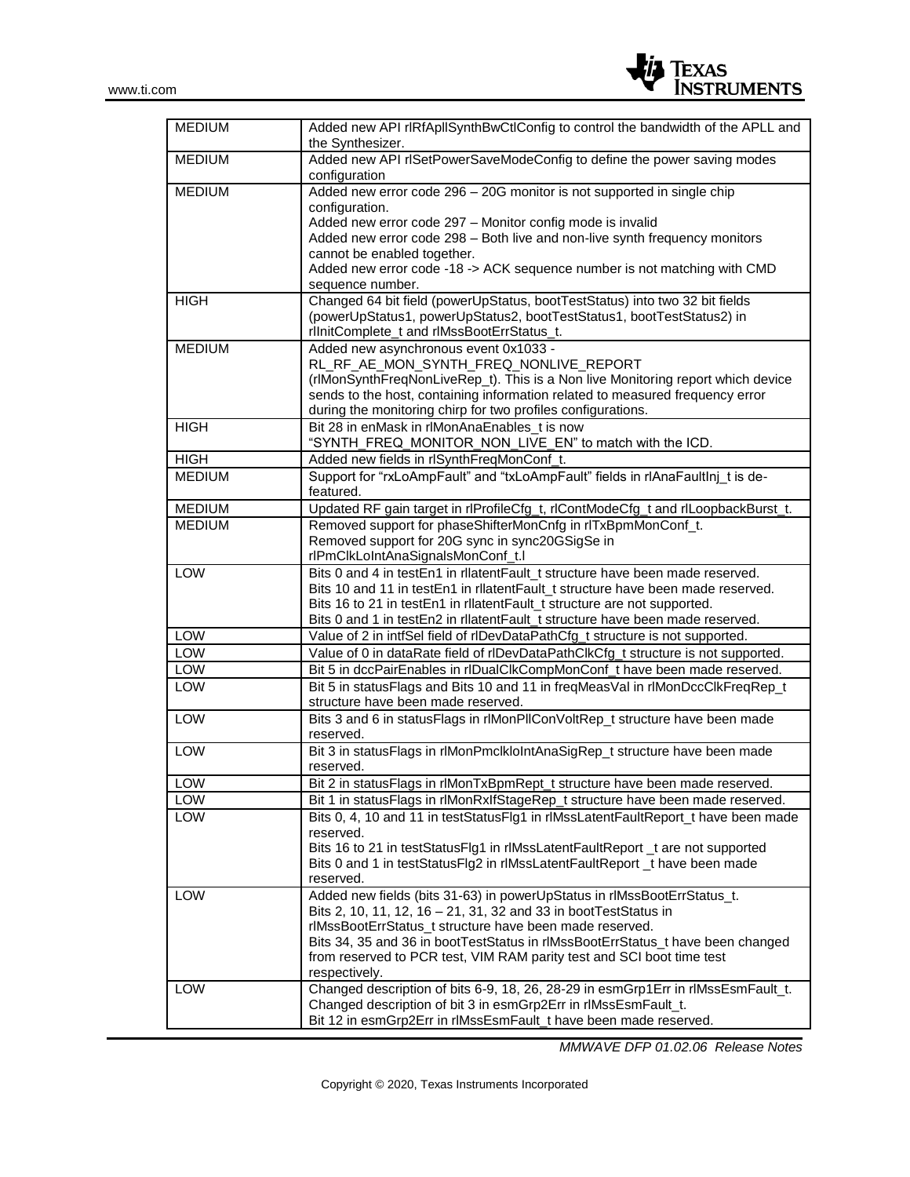| | |
|---|---|
| MEDIUM | Added new API rlRfApllSynthBwCtlConfig to control the bandwidth of the APLL and the Synthesizer. |
| MEDIUM | Added new API rlSetPowerSaveModeConfig to define the power saving modes configuration |
| MEDIUM | Added new error code 296 – 20G monitor is not supported in single chip configuration.<br>Added new error code 297 – Monitor config mode is invalid<br>Added new error code 298 – Both live and non-live synth frequency monitors cannot be enabled together.<br>Added new error code -18 -> ACK sequence number is not matching with CMD sequence number. |
| HIGH | Changed 64 bit field (powerUpStatus, bootTestStatus) into two 32 bit fields (powerUpStatus1, powerUpStatus2, bootTestStatus1, bootTestStatus2) in rlInitComplete_t and rlMssBootErrStatus_t. |
| MEDIUM | Added new asynchronous event 0x1033 - RL_RF_AE_MON_SYNTH_FREQ_NONLIVE_REPORT (rlMonSynthFreqNonLiveRep_t). This is a Non live Monitoring report which device sends to the host, containing information related to measured frequency error during the monitoring chirp for two profiles configurations. |
| HIGH | Bit 28 in enMask in rlMonAnaEnables_t is now "SYNTH_FREQ_MONITOR_NON_LIVE_EN" to match with the ICD. |
| HIGH | Added new fields in rlSynthFreqMonConf_t. |
| MEDIUM | Support for "rxLoAmpFault" and "txLoAmpFault" fields in rlAnaFaultInj_t is de-featured. |
| MEDIUM | Updated RF gain target in rlProfileCfg_t, rlContModeCfg_t and rlLoopbackBurst_t. |
| MEDIUM | Removed support for phaseShifterMonCnfg in rlTxBpmMonConf_t.<br>Removed support for 20G sync in sync20GSigSe in rlPmClkLoIntAnaSignalsMonConf_t.l |
| LOW | Bits 0 and 4 in testEn1 in rllatentFault_t structure have been made reserved.<br>Bits 10 and 11 in testEn1 in rllatentFault_t structure have been made reserved.<br>Bits 16 to 21 in testEn1 in rllatentFault_t structure are not supported.<br>Bits 0 and 1 in testEn2 in rllatentFault_t structure have been made reserved. |
| LOW | Value of 2 in intfSel field of rlDevDataPathCfg_t structure is not supported. |
| LOW | Value of 0 in dataRate field of rlDevDataPathClkCfg_t structure is not supported. |
| LOW | Bit 5 in dccPairEnables in rlDualClkCompMonConf_t have been made reserved. |
| LOW | Bit 5 in statusFlags and Bits 10 and 11 in freqMeasVal in rlMonDccClkFreqRep_t structure have been made reserved. |
| LOW | Bits 3 and 6 in statusFlags in rlMonPllConVoltRep_t structure have been made reserved. |
| LOW | Bit 3 in statusFlags in rlMonPmclkloIntAnaSigRep_t structure have been made reserved. |
| LOW | Bit 2 in statusFlags in rlMonTxBpmRept_t structure have been made reserved. |
| LOW | Bit 1 in statusFlags in rlMonRxIfStageRep_t structure have been made reserved. |
| LOW | Bits 0, 4, 10 and 11 in testStatusFlg1 in rlMssLatentFaultReport_t have been made reserved.<br>Bits 16 to 21 in testStatusFlg1 in rlMssLatentFaultReport _t are not supported<br>Bits 0 and 1 in testStatusFlg2 in rlMssLatentFaultReport _t have been made reserved. |
| LOW | Added new fields (bits 31-63) in powerUpStatus in rlMssBootErrStatus_t.<br>Bits 2, 10, 11, 12, 16 – 21, 31, 32 and 33 in bootTestStatus in rlMssBootErrStatus_t structure have been made reserved.<br>Bits 34, 35 and 36 in bootTestStatus in rlMssBootErrStatus_t have been changed from reserved to PCR test, VIM RAM parity test and SCI boot time test respectively. |
| LOW | Changed description of bits 6-9, 18, 26, 28-29 in esmGrp1Err in rlMssEsmFault_t.<br>Changed description of bit 3 in esmGrp2Err in rlMssEsmFault_t.<br>Bit 12 in esmGrp2Err in rlMssEsmFault_t have been made reserved. |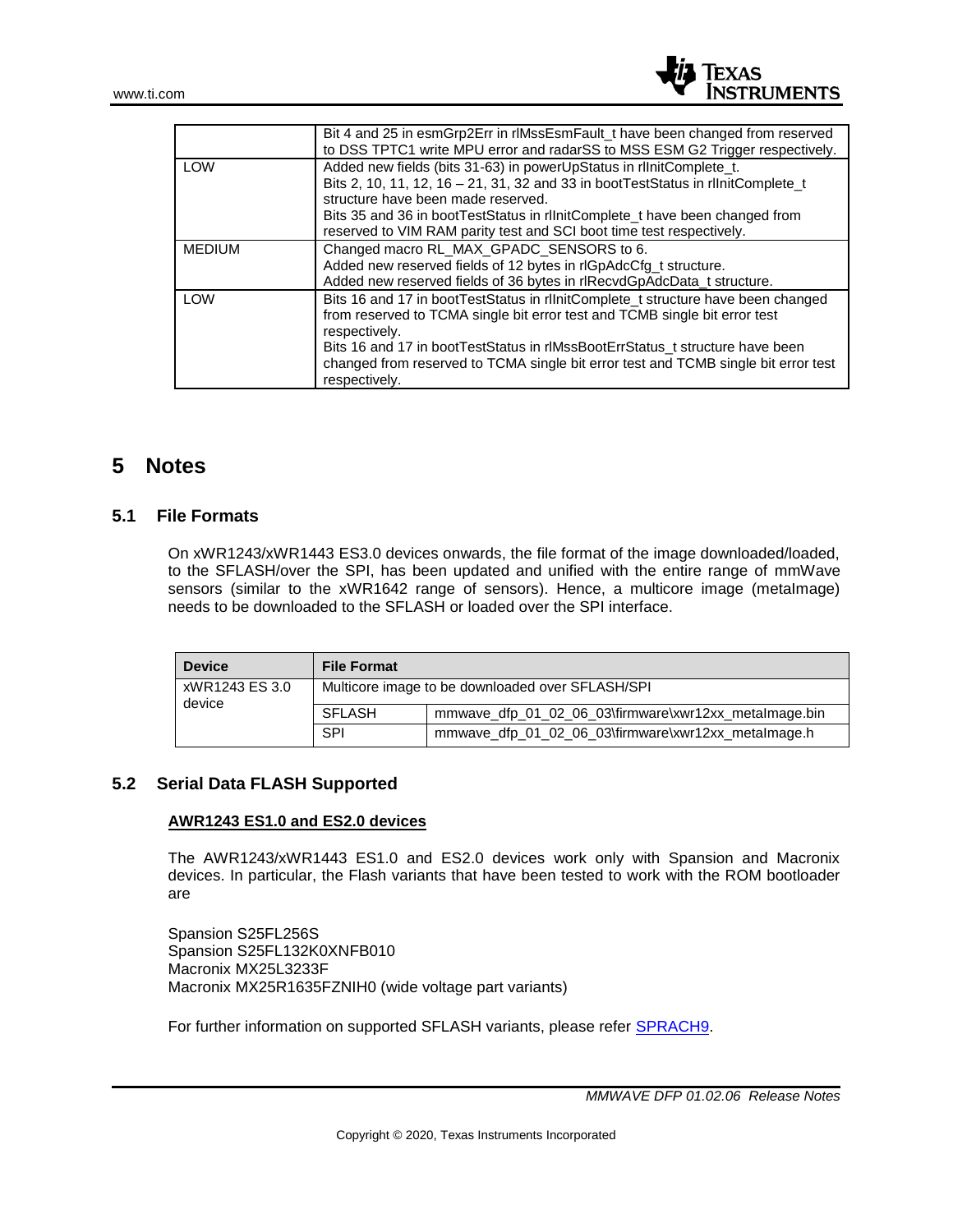| | |
|---|---|
| | Bit 4 and 25 in esmGrp2Err in rlMssEsmFault_t have been changed from reserved to DSS TPTC1 write MPU error and radarSS to MSS ESM G2 Trigger respectively. |
| LOW | Added new fields (bits 31-63) in powerUpStatus in rlInitComplete_t.<br>Bits 2, 10, 11, 12, 16 – 21, 31, 32 and 33 in bootTestStatus in rlInitComplete_t structure have been made reserved.<br>Bits 35 and 36 in bootTestStatus in rlInitComplete_t have been changed from reserved to VIM RAM parity test and SCI boot time test respectively. |
| MEDIUM | Changed macro RL_MAX_GPADC_SENSORS to 6.<br>Added new reserved fields of 12 bytes in rlGpAdcCfg_t structure.<br>Added new reserved fields of 36 bytes in rlRecvdGpAdcData_t structure. |
| LOW | Bits 16 and 17 in bootTestStatus in rlInitComplete_t structure have been changed from reserved to TCMA single bit error test and TCMB single bit error test respectively.<br>Bits 16 and 17 in bootTestStatus in rlMssBootErrStatus_t structure have been changed from reserved to TCMA single bit error test and TCMB single bit error test respectively. |

# 5 Notes

## 5.1 File Formats

On xWR1243/xWR1443 ES3.0 devices onwards, the file format of the image downloaded/loaded, to the SFLASH/over the SPI, has been updated and unified with the entire range of mmWave sensors (similar to the xWR1642 range of sensors). Hence, a multicore image (metaImage) needs to be downloaded to the SFLASH or loaded over the SPI interface.

| Device | File Format | |
|---|---|---|
| xWR1243 ES 3.0 device | Multicore image to be downloaded over SFLASH/SPI | |
| | SFLASH | mmwave_dfp_01_02_06_03\firmware\xwr12xx_metaImage.bin |
| | SPI | mmwave_dfp_01_02_06_03\firmware\xwr12xx_metaImage.h |

## 5.2 Serial Data FLASH Supported

**AWR1243 ES1.0 and ES2.0 devices**

The AWR1243/xWR1443 ES1.0 and ES2.0 devices work only with Spansion and Macronix devices. In particular, the Flash variants that have been tested to work with the ROM bootloader are

Spansion S25FL256S
Spansion S25FL132K0XNFB010
Macronix MX25L3233F
Macronix MX25R1635FZNIH0 (wide voltage part variants)

For further information on supported SFLASH variants, please refer SPRACH9.